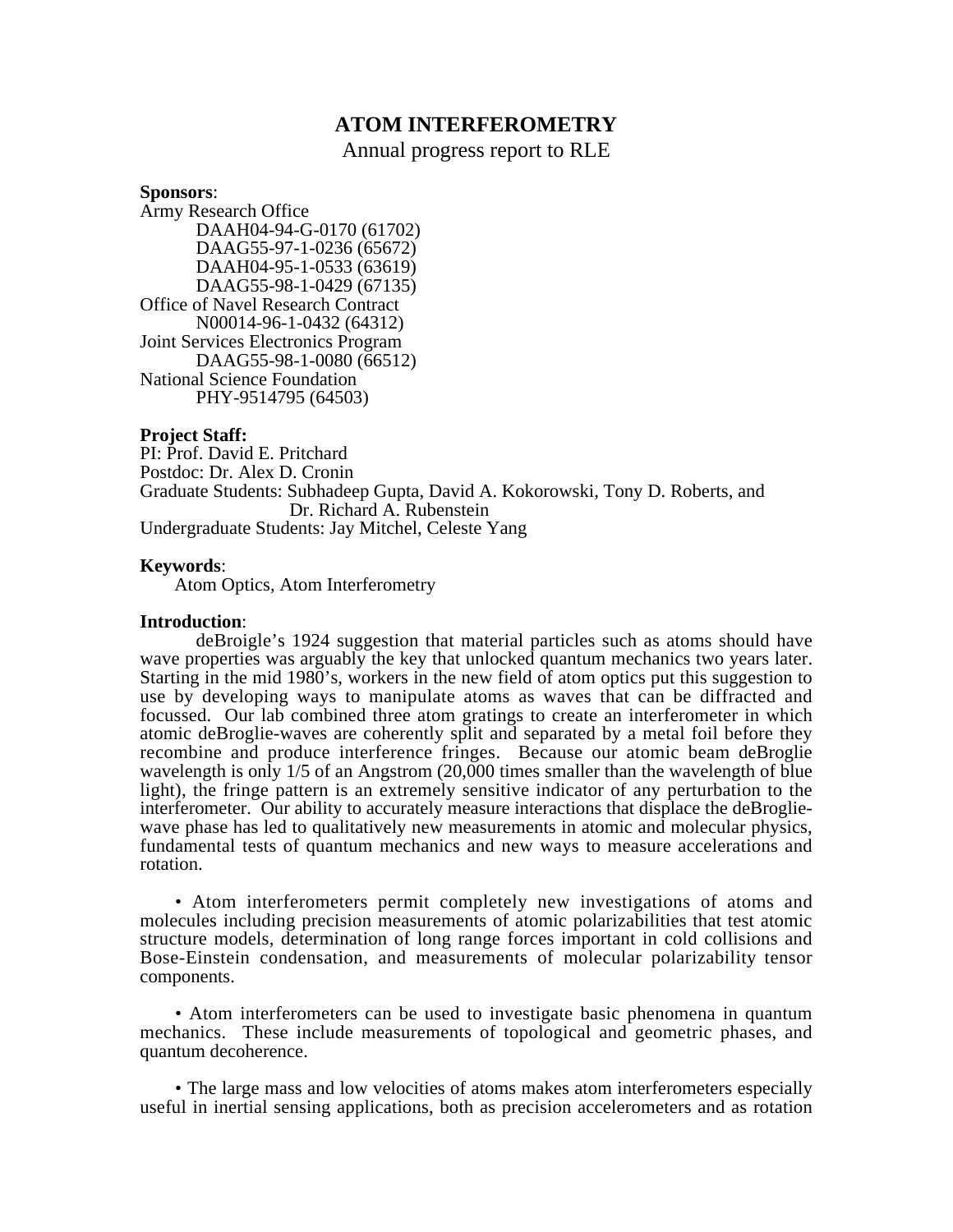# ATOM INTERFEROMETRY

Annual progress report to RLE

**Sponsors**:

Army Research Office
DAAH04-94-G-0170 (61702)
DAAG55-97-1-0236 (65672)
DAAH04-95-1-0533 (63619)
DAAG55-98-1-0429 (67135)
Office of Navel Research Contract
N00014-96-1-0432 (64312)
Joint Services Electronics Program
DAAG55-98-1-0080 (66512)
National Science Foundation
PHY-9514795 (64503)

**Project Staff:**

PI: Prof. David E. Pritchard
Postdoc: Dr. Alex D. Cronin
Graduate Students: Subhadeep Gupta, David A. Kokorowski, Tony D. Roberts, and Dr. Richard A. Rubenstein
Undergraduate Students: Jay Mitchel, Celeste Yang

**Keywords**:

Atom Optics, Atom Interferometry

**Introduction**:

deBroigle's 1924 suggestion that material particles such as atoms should have wave properties was arguably the key that unlocked quantum mechanics two years later. Starting in the mid 1980's, workers in the new field of atom optics put this suggestion to use by developing ways to manipulate atoms as waves that can be diffracted and focussed. Our lab combined three atom gratings to create an interferometer in which atomic deBroglie-waves are coherently split and separated by a metal foil before they recombine and produce interference fringes. Because our atomic beam deBroglie wavelength is only 1/5 of an Angstrom (20,000 times smaller than the wavelength of blue light), the fringe pattern is an extremely sensitive indicator of any perturbation to the interferometer. Our ability to accurately measure interactions that displace the deBroglie-wave phase has led to qualitatively new measurements in atomic and molecular physics, fundamental tests of quantum mechanics and new ways to measure accelerations and rotation.

• Atom interferometers permit completely new investigations of atoms and molecules including precision measurements of atomic polarizabilities that test atomic structure models, determination of long range forces important in cold collisions and Bose-Einstein condensation, and measurements of molecular polarizability tensor components.

• Atom interferometers can be used to investigate basic phenomena in quantum mechanics. These include measurements of topological and geometric phases, and quantum decoherence.

• The large mass and low velocities of atoms makes atom interferometers especially useful in inertial sensing applications, both as precision accelerometers and as rotation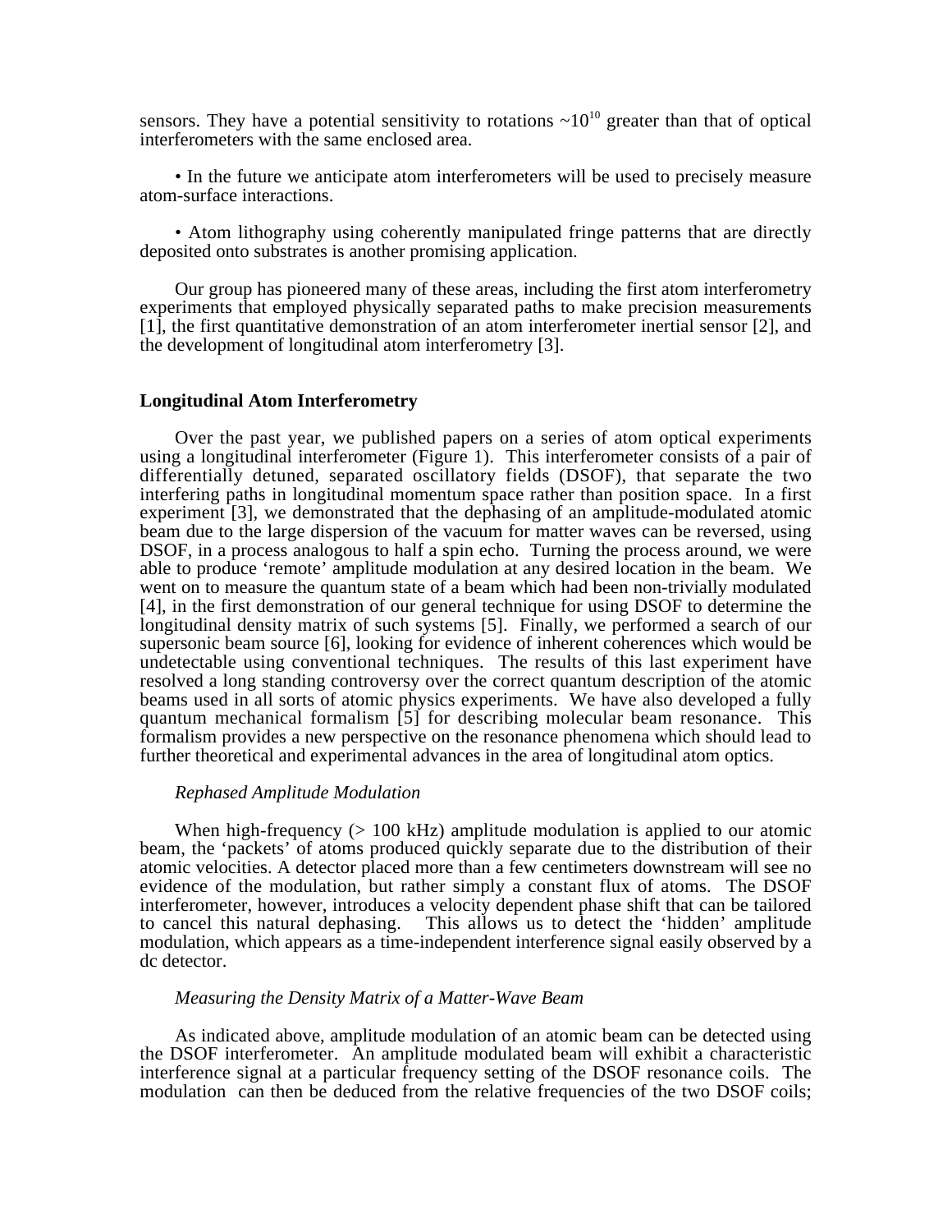sensors. They have a potential sensitivity to rotations ~$10^{10}$ greater than that of optical interferometers with the same enclosed area.

• In the future we anticipate atom interferometers will be used to precisely measure atom-surface interactions.

• Atom lithography using coherently manipulated fringe patterns that are directly deposited onto substrates is another promising application.

Our group has pioneered many of these areas, including the first atom interferometry experiments that employed physically separated paths to make precision measurements [1], the first quantitative demonstration of an atom interferometer inertial sensor [2], and the development of longitudinal atom interferometry [3].

**Longitudinal Atom Interferometry**

Over the past year, we published papers on a series of atom optical experiments using a longitudinal interferometer (Figure 1). This interferometer consists of a pair of differentially detuned, separated oscillatory fields (DSOF), that separate the two interfering paths in longitudinal momentum space rather than position space. In a first experiment [3], we demonstrated that the dephasing of an amplitude-modulated atomic beam due to the large dispersion of the vacuum for matter waves can be reversed, using DSOF, in a process analogous to half a spin echo. Turning the process around, we were able to produce 'remote' amplitude modulation at any desired location in the beam. We went on to measure the quantum state of a beam which had been non-trivially modulated [4], in the first demonstration of our general technique for using DSOF to determine the longitudinal density matrix of such systems [5]. Finally, we performed a search of our supersonic beam source [6], looking for evidence of inherent coherences which would be undetectable using conventional techniques. The results of this last experiment have resolved a long standing controversy over the correct quantum description of the atomic beams used in all sorts of atomic physics experiments. We have also developed a fully quantum mechanical formalism [5] for describing molecular beam resonance. This formalism provides a new perspective on the resonance phenomena which should lead to further theoretical and experimental advances in the area of longitudinal atom optics.

*Rephased Amplitude Modulation*

When high-frequency (> 100 kHz) amplitude modulation is applied to our atomic beam, the 'packets' of atoms produced quickly separate due to the distribution of their atomic velocities. A detector placed more than a few centimeters downstream will see no evidence of the modulation, but rather simply a constant flux of atoms. The DSOF interferometer, however, introduces a velocity dependent phase shift that can be tailored to cancel this natural dephasing. This allows us to detect the 'hidden' amplitude modulation, which appears as a time-independent interference signal easily observed by a dc detector.

*Measuring the Density Matrix of a Matter-Wave Beam*

As indicated above, amplitude modulation of an atomic beam can be detected using the DSOF interferometer. An amplitude modulated beam will exhibit a characteristic interference signal at a particular frequency setting of the DSOF resonance coils. The modulation can then be deduced from the relative frequencies of the two DSOF coils;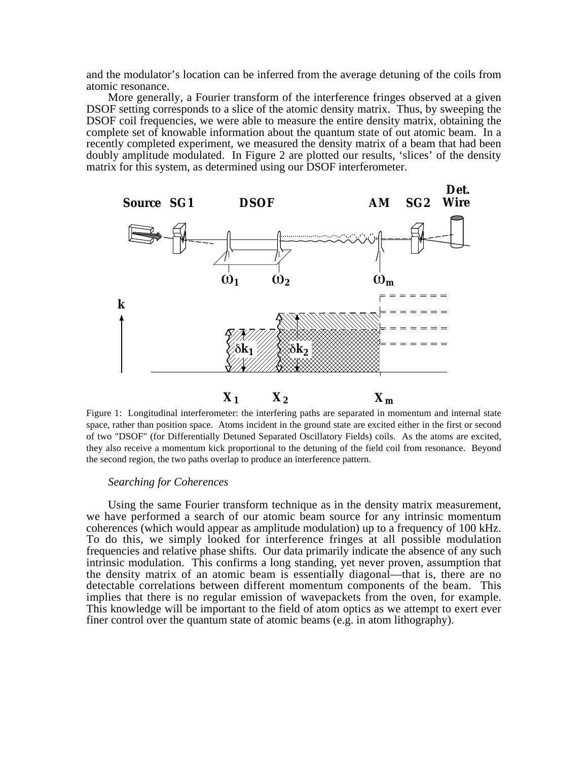and the modulator's location can be inferred from the average detuning of the coils from atomic resonance.

More generally, a Fourier transform of the interference fringes observed at a given DSOF setting corresponds to a slice of the atomic density matrix. Thus, by sweeping the DSOF coil frequencies, we were able to measure the entire density matrix, obtaining the complete set of knowable information about the quantum state of out atomic beam. In a recently completed experiment, we measured the density matrix of a beam that had been doubly amplitude modulated. In Figure 2 are plotted our results, 'slices' of the density matrix for this system, as determined using our DSOF interferometer.

Figure 1: Longitudinal interferometer: the interfering paths are separated in momentum and internal state space, rather than position space. Atoms incident in the ground state are excited either in the first or second of two "DSOF" (for Differentially Detuned Separated Oscillatory Fields) coils. As the atoms are excited, they also receive a momentum kick proportional to the detuning of the field coil from resonance. Beyond the second region, the two paths overlap to produce an interference pattern.

*Searching for Coherences*

Using the same Fourier transform technique as in the density matrix measurement, we have performed a search of our atomic beam source for any intrinsic momentum coherences (which would appear as amplitude modulation) up to a frequency of 100 kHz. To do this, we simply looked for interference fringes at all possible modulation frequencies and relative phase shifts. Our data primarily indicate the absence of any such intrinsic modulation. This confirms a long standing, yet never proven, assumption that the density matrix of an atomic beam is essentially diagonal—that is, there are no detectable correlations between different momentum components of the beam. This implies that there is no regular emission of wavepackets from the oven, for example. This knowledge will be important to the field of atom optics as we attempt to exert ever finer control over the quantum state of atomic beams (e.g. in atom lithography).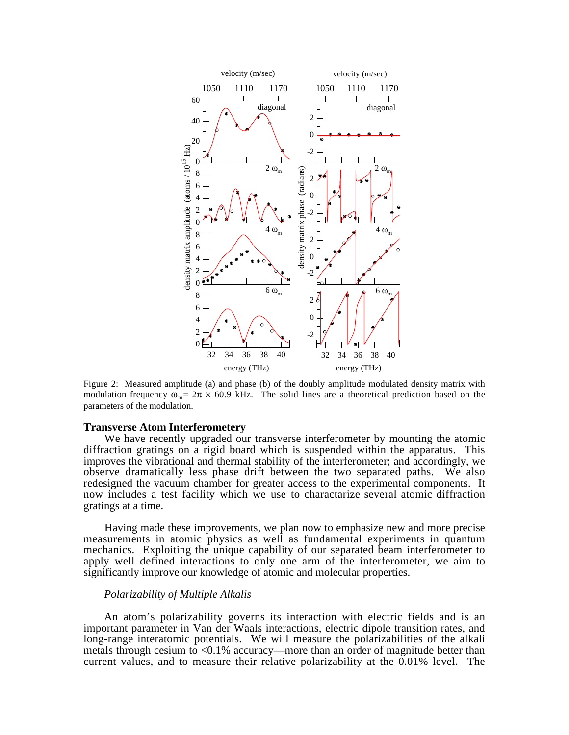Figure 2: Measured amplitude (a) and phase (b) of the doubly amplitude modulated density matrix with modulation frequency $\omega_m = 2\pi \times 60.9$ kHz. The solid lines are a theoretical prediction based on the parameters of the modulation.

### Transverse Atom Interferometery

We have recently upgraded our transverse interferometer by mounting the atomic diffraction gratings on a rigid board which is suspended within the apparatus. This improves the vibrational and thermal stability of the interferometer; and accordingly, we observe dramatically less phase drift between the two separated paths. We also redesigned the vacuum chamber for greater access to the experimental components. It now includes a test facility which we use to charactarize several atomic diffraction gratings at a time.

Having made these improvements, we plan now to emphasize new and more precise measurements in atomic physics as well as fundamental experiments in quantum mechanics. Exploiting the unique capability of our separated beam interferometer to apply well defined interactions to only one arm of the interferometer, we aim to significantly improve our knowledge of atomic and molecular properties.

*Polarizability of Multiple Alkalis*

An atom's polarizability governs its interaction with electric fields and is an important parameter in Van der Waals interactions, electric dipole transition rates, and long-range interatomic potentials. We will measure the polarizabilities of the alkali metals through cesium to <0.1% accuracy—more than an order of magnitude better than current values, and to measure their relative polarizability at the 0.01% level. The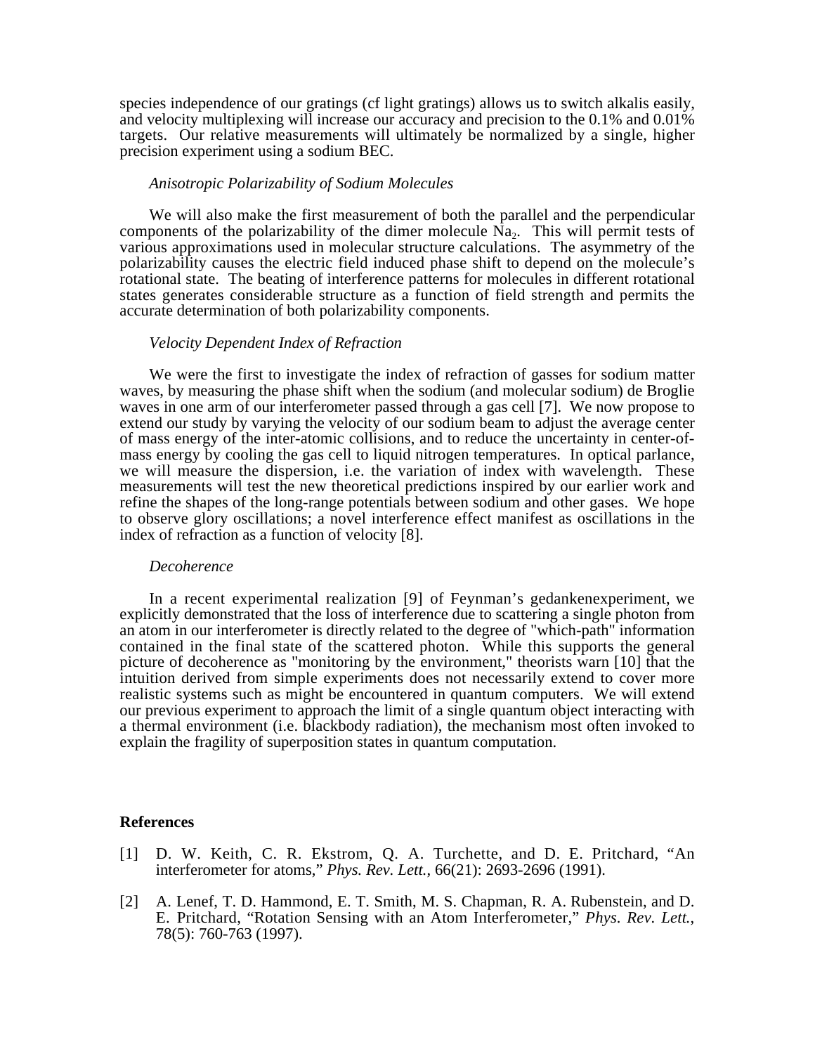species independence of our gratings (cf light gratings) allows us to switch alkalis easily, and velocity multiplexing will increase our accuracy and precision to the 0.1% and 0.01% targets. Our relative measurements will ultimately be normalized by a single, higher precision experiment using a sodium BEC.

*Anisotropic Polarizability of Sodium Molecules*

We will also make the first measurement of both the parallel and the perpendicular components of the polarizability of the dimer molecule $Na_2$. This will permit tests of various approximations used in molecular structure calculations. The asymmetry of the polarizability causes the electric field induced phase shift to depend on the molecule's rotational state. The beating of interference patterns for molecules in different rotational states generates considerable structure as a function of field strength and permits the accurate determination of both polarizability components.

*Velocity Dependent Index of Refraction*

We were the first to investigate the index of refraction of gasses for sodium matter waves, by measuring the phase shift when the sodium (and molecular sodium) de Broglie waves in one arm of our interferometer passed through a gas cell [7]. We now propose to extend our study by varying the velocity of our sodium beam to adjust the average center of mass energy of the inter-atomic collisions, and to reduce the uncertainty in center-of-mass energy by cooling the gas cell to liquid nitrogen temperatures. In optical parlance, we will measure the dispersion, i.e. the variation of index with wavelength. These measurements will test the new theoretical predictions inspired by our earlier work and refine the shapes of the long-range potentials between sodium and other gases. We hope to observe glory oscillations; a novel interference effect manifest as oscillations in the index of refraction as a function of velocity [8].

*Decoherence*

In a recent experimental realization [9] of Feynman's gedankenexperiment, we explicitly demonstrated that the loss of interference due to scattering a single photon from an atom in our interferometer is directly related to the degree of "which-path" information contained in the final state of the scattered photon. While this supports the general picture of decoherence as "monitoring by the environment," theorists warn [10] that the intuition derived from simple experiments does not necessarily extend to cover more realistic systems such as might be encountered in quantum computers. We will extend our previous experiment to approach the limit of a single quantum object interacting with a thermal environment (i.e. blackbody radiation), the mechanism most often invoked to explain the fragility of superposition states in quantum computation.

**References**

[1] D. W. Keith, C. R. Ekstrom, Q. A. Turchette, and D. E. Pritchard, "An interferometer for atoms," *Phys. Rev. Lett.*, 66(21): 2693-2696 (1991).

[2] A. Lenef, T. D. Hammond, E. T. Smith, M. S. Chapman, R. A. Rubenstein, and D. E. Pritchard, "Rotation Sensing with an Atom Interferometer," *Phys. Rev. Lett.*, 78(5): 760-763 (1997).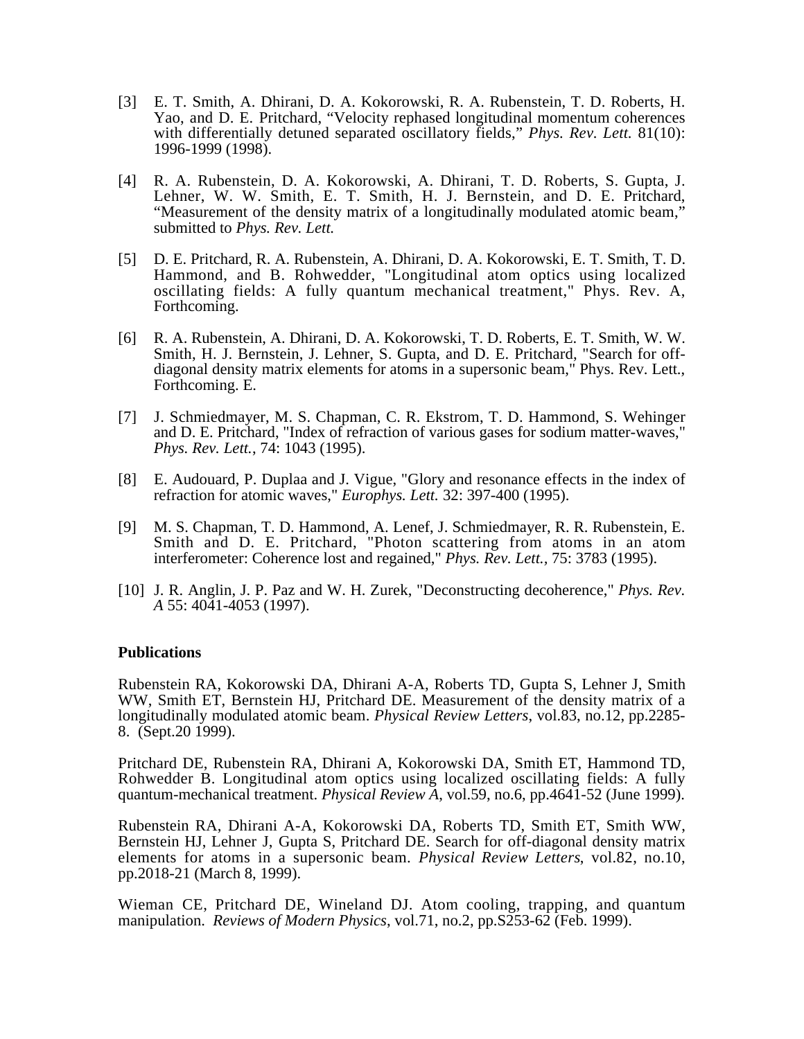[3] E. T. Smith, A. Dhirani, D. A. Kokorowski, R. A. Rubenstein, T. D. Roberts, H. Yao, and D. E. Pritchard, "Velocity rephased longitudinal momentum coherences with differentially detuned separated oscillatory fields," *Phys. Rev. Lett.* 81(10): 1996-1999 (1998).

[4] R. A. Rubenstein, D. A. Kokorowski, A. Dhirani, T. D. Roberts, S. Gupta, J. Lehner, W. W. Smith, E. T. Smith, H. J. Bernstein, and D. E. Pritchard, "Measurement of the density matrix of a longitudinally modulated atomic beam," submitted to *Phys. Rev. Lett.*

[5] D. E. Pritchard, R. A. Rubenstein, A. Dhirani, D. A. Kokorowski, E. T. Smith, T. D. Hammond, and B. Rohwedder, "Longitudinal atom optics using localized oscillating fields: A fully quantum mechanical treatment," Phys. Rev. A, Forthcoming.

[6] R. A. Rubenstein, A. Dhirani, D. A. Kokorowski, T. D. Roberts, E. T. Smith, W. W. Smith, H. J. Bernstein, J. Lehner, S. Gupta, and D. E. Pritchard, "Search for off-diagonal density matrix elements for atoms in a supersonic beam," Phys. Rev. Lett., Forthcoming. E.

[7] J. Schmiedmayer, M. S. Chapman, C. R. Ekstrom, T. D. Hammond, S. Wehinger and D. E. Pritchard, "Index of refraction of various gases for sodium matter-waves," *Phys. Rev. Lett.*, 74: 1043 (1995).

[8] E. Audouard, P. Duplaa and J. Vigue, "Glory and resonance effects in the index of refraction for atomic waves," *Europhys. Lett.* 32: 397-400 (1995).

[9] M. S. Chapman, T. D. Hammond, A. Lenef, J. Schmiedmayer, R. R. Rubenstein, E. Smith and D. E. Pritchard, "Photon scattering from atoms in an atom interferometer: Coherence lost and regained," *Phys. Rev. Lett.*, 75: 3783 (1995).

[10] J. R. Anglin, J. P. Paz and W. H. Zurek, "Deconstructing decoherence," *Phys. Rev. A* 55: 4041-4053 (1997).

**Publications**

Rubenstein RA, Kokorowski DA, Dhirani A-A, Roberts TD, Gupta S, Lehner J, Smith WW, Smith ET, Bernstein HJ, Pritchard DE. Measurement of the density matrix of a longitudinally modulated atomic beam. *Physical Review Letters*, vol.83, no.12, pp.2285-8. (Sept.20 1999).

Pritchard DE, Rubenstein RA, Dhirani A, Kokorowski DA, Smith ET, Hammond TD, Rohwedder B. Longitudinal atom optics using localized oscillating fields: A fully quantum-mechanical treatment. *Physical Review A*, vol.59, no.6, pp.4641-52 (June 1999).

Rubenstein RA, Dhirani A-A, Kokorowski DA, Roberts TD, Smith ET, Smith WW, Bernstein HJ, Lehner J, Gupta S, Pritchard DE. Search for off-diagonal density matrix elements for atoms in a supersonic beam. *Physical Review Letters*, vol.82, no.10, pp.2018-21 (March 8, 1999).

Wieman CE, Pritchard DE, Wineland DJ. Atom cooling, trapping, and quantum manipulation. *Reviews of Modern Physics*, vol.71, no.2, pp.S253-62 (Feb. 1999).